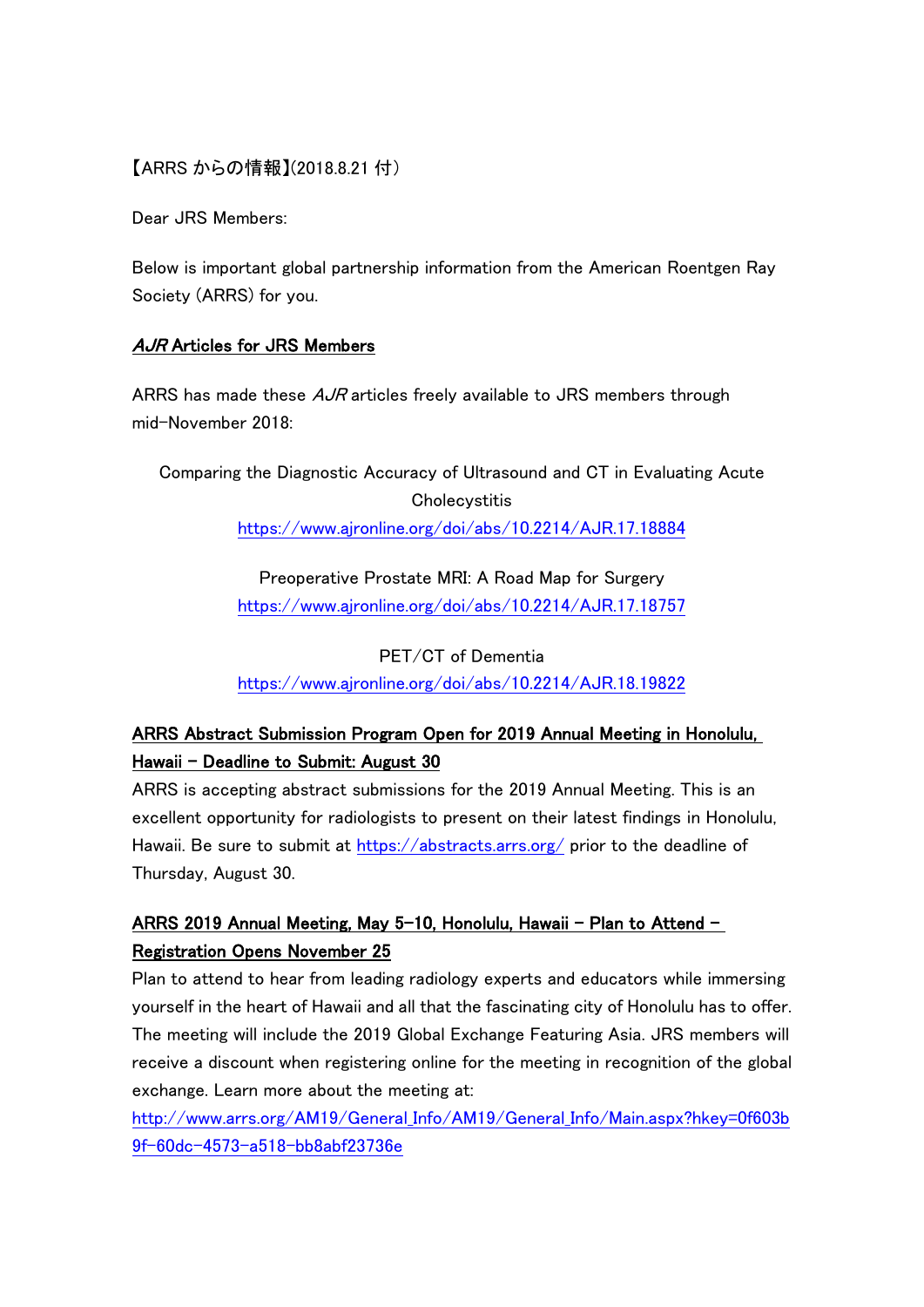【ARRS からの情報】(2018.8.21 付)

Dear JRS Members:

Below is important global partnership information from the American Roentgen Ray Society (ARRS) for you.

## *AJR* Articles for JRS Members

ARRS has made these *AJR* articles freely available to JRS members through mid-November 2018:

Comparing the Diagnostic Accuracy of Ultrasound and CT in Evaluating Acute Cholecystitis
https://www.ajronline.org/doi/abs/10.2214/AJR.17.18884

Preoperative Prostate MRI: A Road Map for Surgery
https://www.ajronline.org/doi/abs/10.2214/AJR.17.18757

PET/CT of Dementia
https://www.ajronline.org/doi/abs/10.2214/AJR.18.19822

## ARRS Abstract Submission Program Open for 2019 Annual Meeting in Honolulu, Hawaii – Deadline to Submit: August 30

ARRS is accepting abstract submissions for the 2019 Annual Meeting. This is an excellent opportunity for radiologists to present on their latest findings in Honolulu, Hawaii. Be sure to submit at https://abstracts.arrs.org/ prior to the deadline of Thursday, August 30.

## ARRS 2019 Annual Meeting, May 5-10, Honolulu, Hawaii – Plan to Attend – Registration Opens November 25

Plan to attend to hear from leading radiology experts and educators while immersing yourself in the heart of Hawaii and all that the fascinating city of Honolulu has to offer. The meeting will include the 2019 Global Exchange Featuring Asia. JRS members will receive a discount when registering online for the meeting in recognition of the global exchange. Learn more about the meeting at:
http://www.arrs.org/AM19/General_Info/AM19/General_Info/Main.aspx?hkey=0f603b9f-60dc-4573-a518-bb8abf23736e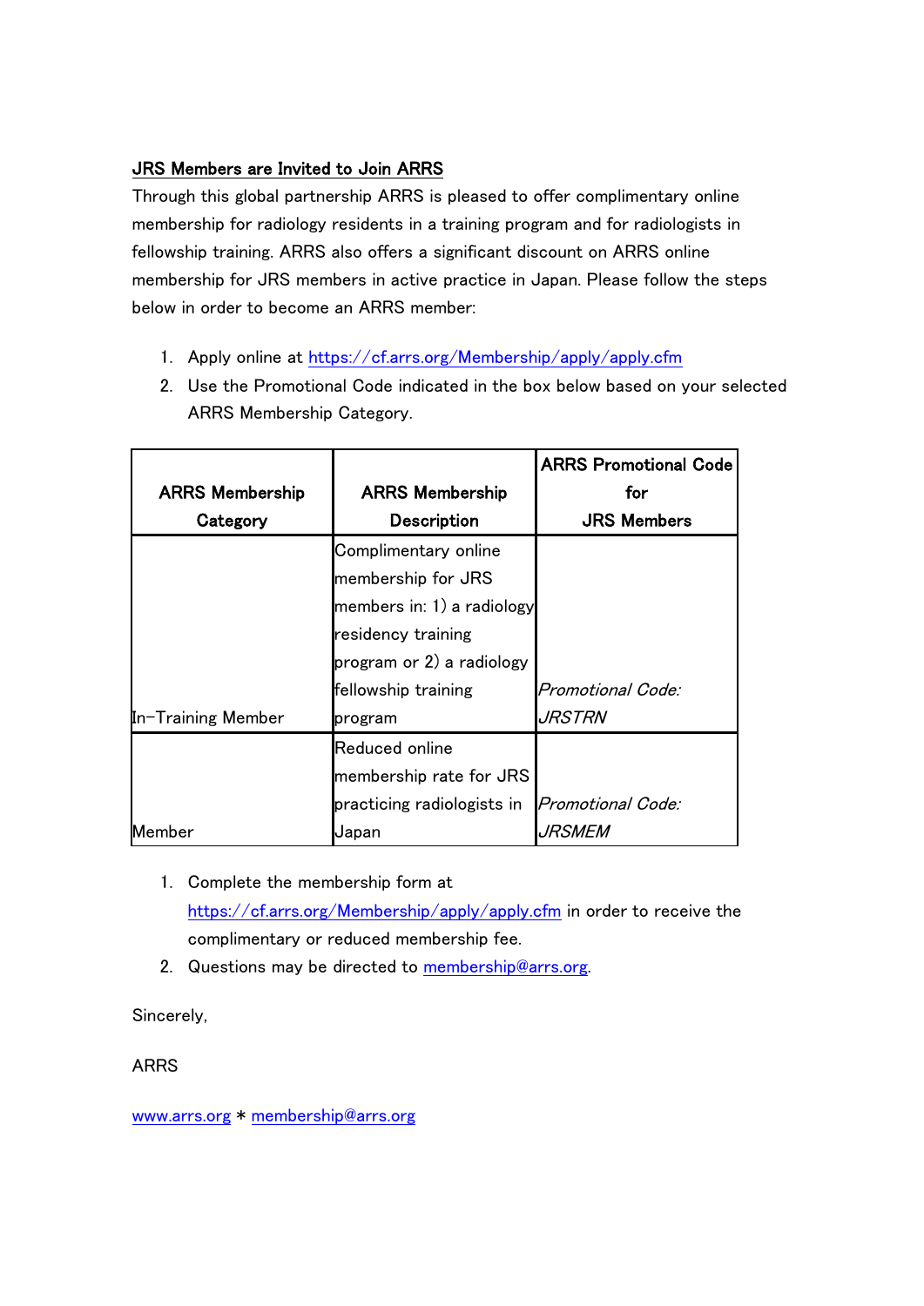**<u>JRS Members are Invited to Join ARRS</u>**

Through this global partnership ARRS is pleased to offer complimentary online membership for radiology residents in a training program and for radiologists in fellowship training. ARRS also offers a significant discount on ARRS online membership for JRS members in active practice in Japan. Please follow the steps below in order to become an ARRS member:

1. Apply online at https://cf.arrs.org/Membership/apply/apply.cfm
2. Use the Promotional Code indicated in the box below based on your selected ARRS Membership Category.

| **ARRS Membership Category** | **ARRS Membership Description** | **ARRS Promotional Code for JRS Members** |
|---|---|---|
| In-Training Member | Complimentary online membership for JRS members in: 1) a radiology residency training program or 2) a radiology fellowship training program | *Promotional Code: JRSTRN* |
| Member | Reduced online membership rate for JRS practicing radiologists in Japan | *Promotional Code: JRSMEM* |

1. Complete the membership form at https://cf.arrs.org/Membership/apply/apply.cfm in order to receive the complimentary or reduced membership fee.
2. Questions may be directed to membership@arrs.org.

Sincerely,

ARRS

www.arrs.org * membership@arrs.org